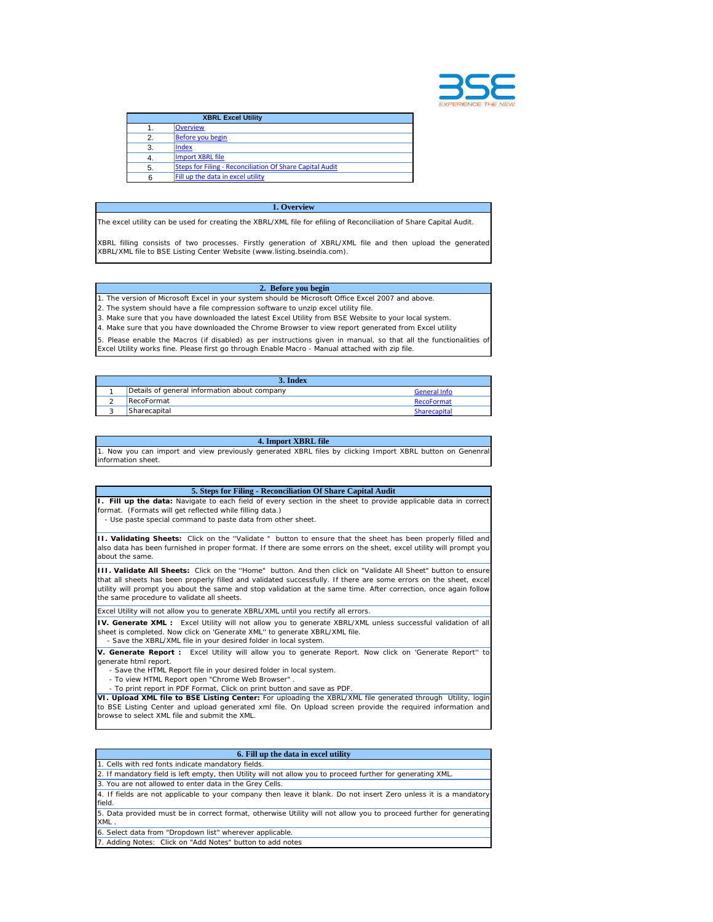| XBRL Excel Utility | |
|---|---|
| 1. | Overview |
| 2. | Before you begin |
| 3. | Index |
| 4. | Import XBRL file |
| 5. | Steps for Filing - Reconciliation Of Share Capital Audit |
| 6 | Fill up the data in excel utility |

## 1. Overview

The excel utility can be used for creating the XBRL/XML file for efiling of Reconciliation of Share Capital Audit.

XBRL filling consists of two processes. Firstly generation of XBRL/XML file and then upload the generated XBRL/XML file to BSE Listing Center Website (www.listing.bseindia.com).

## 2. Before you begin

1. The version of Microsoft Excel in your system should be Microsoft Office Excel 2007 and above.
2. The system should have a file compression software to unzip excel utility file.
3. Make sure that you have downloaded the latest Excel Utility from BSE Website to your local system.
4. Make sure that you have downloaded the Chrome Browser to view report generated from Excel utility
5. Please enable the Macros (if disabled) as per instructions given in manual, so that all the functionalities of Excel Utility works fine. Please first go through Enable Macro - Manual attached with zip file.

## 3. Index

| | | |
|---|---|---|
| 1 | Details of general information about company | General Info |
| 2 | RecoFormat | RecoFormat |
| 3 | Sharecapital | Sharecapital |

## 4. Import XBRL file

1. Now you can import and view previously generated XBRL files by clicking Import XBRL button on Genenral information sheet.

## 5. Steps for Filing - Reconciliation Of Share Capital Audit

**I. Fill up the data:** Navigate to each field of every section in the sheet to provide applicable data in correct format. (Formats will get reflected while filling data.)
- Use paste special command to paste data from other sheet.

**II. Validating Sheets:** Click on the ''Validate " button to ensure that the sheet has been properly filled and also data has been furnished in proper format. If there are some errors on the sheet, excel utility will prompt you about the same.

**III. Validate All Sheets:** Click on the ''Home" button. And then click on "Validate All Sheet" button to ensure that all sheets has been properly filled and validated successfully. If there are some errors on the sheet, excel utility will prompt you about the same and stop validation at the same time. After correction, once again follow the same procedure to validate all sheets.

Excel Utility will not allow you to generate XBRL/XML until you rectify all errors.

**IV. Generate XML :** Excel Utility will not allow you to generate XBRL/XML unless successful validation of all sheet is completed. Now click on 'Generate XML'' to generate XBRL/XML file.
- Save the XBRL/XML file in your desired folder in local system.

**V. Generate Report :** Excel Utility will allow you to generate Report. Now click on 'Generate Report'' to generate html report.
- Save the HTML Report file in your desired folder in local system.
- To view HTML Report open "Chrome Web Browser" .
- To print report in PDF Format, Click on print button and save as PDF.

**VI. Upload XML file to BSE Listing Center:** For uploading the XBRL/XML file generated through Utility, login to BSE Listing Center and upload generated xml file. On Upload screen provide the required information and browse to select XML file and submit the XML.

## 6. Fill up the data in excel utility

1. Cells with red fonts indicate mandatory fields.
2. If mandatory field is left empty, then Utility will not allow you to proceed further for generating XML.
3. You are not allowed to enter data in the Grey Cells.
4. If fields are not applicable to your company then leave it blank. Do not insert Zero unless it is a mandatory field.
5. Data provided must be in correct format, otherwise Utility will not allow you to proceed further for generating XML .
6. Select data from "Dropdown list" wherever applicable.
7. Adding Notes: Click on "Add Notes" button to add notes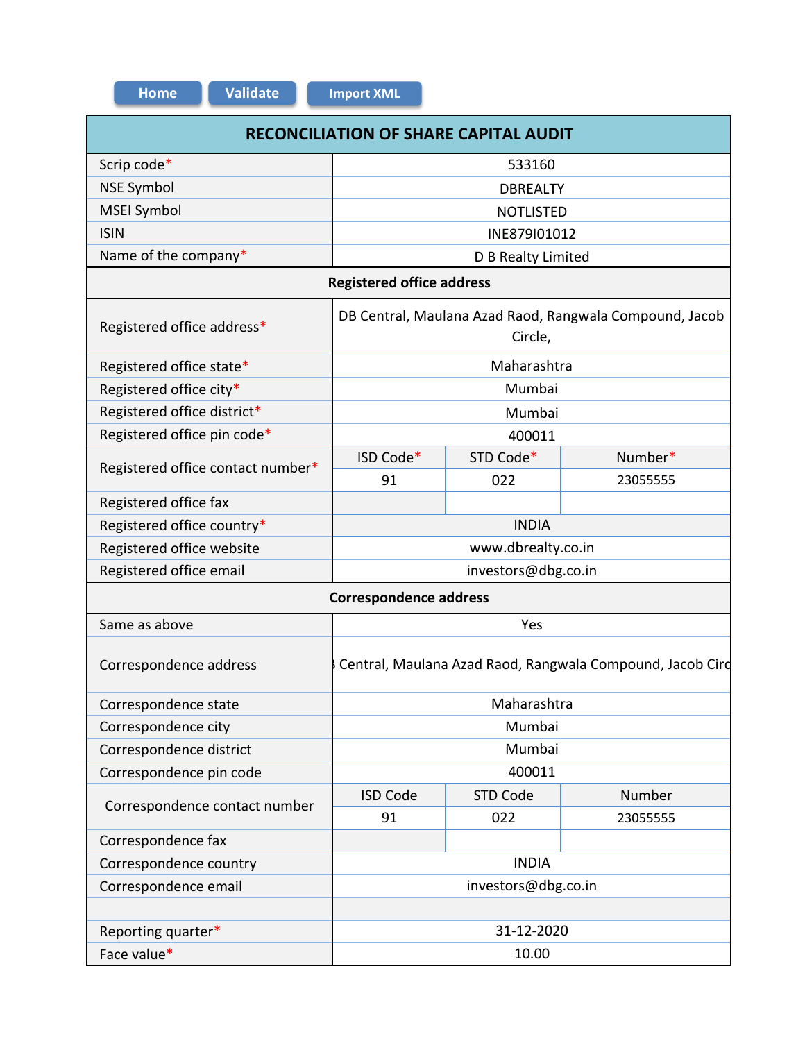Home | Validate | Import XML

# RECONCILIATION OF SHARE CAPITAL AUDIT

| Field | | | |
|---|---|---|---|
| Scrip code* | 533160 | | |
| NSE Symbol | DBREALTY | | |
| MSEI Symbol | NOTLISTED | | |
| ISIN | INE879I01012 | | |
| Name of the company* | D B Realty Limited | | |
| **Registered office address** | | | |
| Registered office address* | DB Central, Maulana Azad Raod, Rangwala Compound, Jacob Circle, | | |
| Registered office state* | Maharashtra | | |
| Registered office city* | Mumbai | | |
| Registered office district* | Mumbai | | |
| Registered office pin code* | 400011 | | |
| Registered office contact number* | ISD Code* | STD Code* | Number* |
| | 91 | 022 | 23055555 |
| Registered office fax | | | |
| Registered office country* | INDIA | | |
| Registered office website | www.dbrealty.co.in | | |
| Registered office email | investors@dbg.co.in | | |
| **Correspondence address** | | | |
| Same as above | Yes | | |
| Correspondence address | Central, Maulana Azad Raod, Rangwala Compound, Jacob Circ | | |
| Correspondence state | Maharashtra | | |
| Correspondence city | Mumbai | | |
| Correspondence district | Mumbai | | |
| Correspondence pin code | 400011 | | |
| Correspondence contact number | ISD Code | STD Code | Number |
| | 91 | 022 | 23055555 |
| Correspondence fax | | | |
| Correspondence country | INDIA | | |
| Correspondence email | investors@dbg.co.in | | |
| | | | |
| Reporting quarter* | 31-12-2020 | | |
| Face value* | 10.00 | | |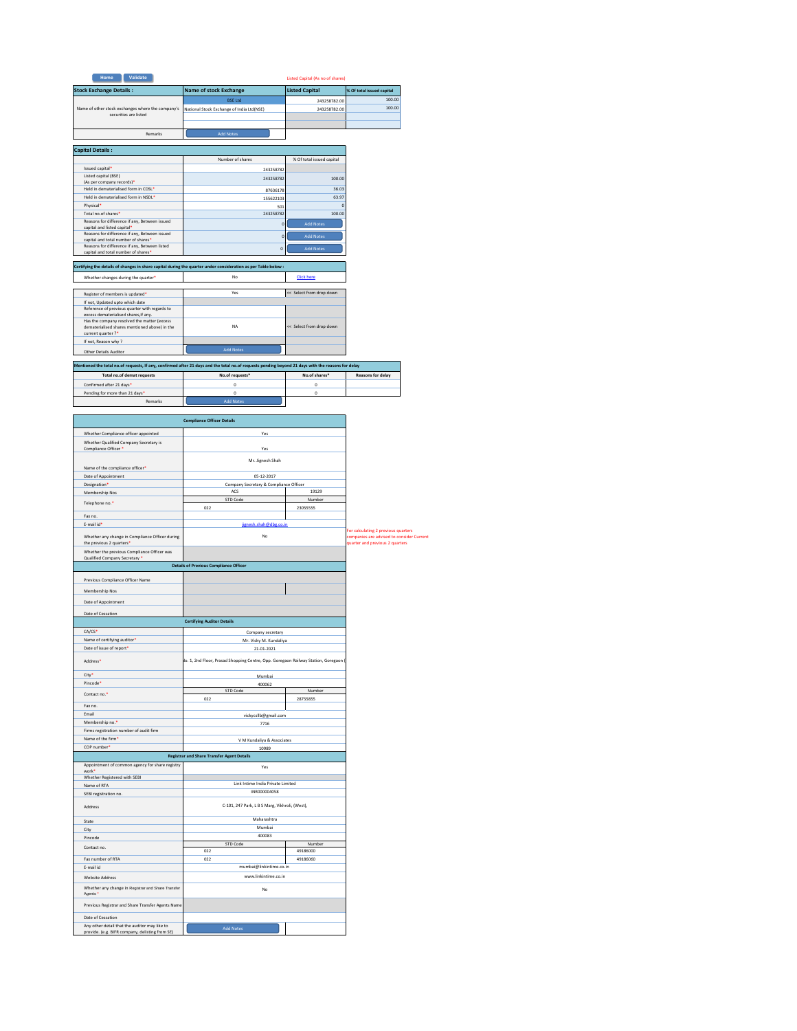Home | Validate

Listed Capital (As no of shares)

| Stock Exchange Details : | Name of stock Exchange | Listed Capital | % Of total issued capital |
|---|---|---|---|
| | BSE Ltd | 243258782.00 | 100.00 |
| Name of other stock exchanges where the company's securities are listed | National Stock Exchange of India Ltd(NSE) | 243258782.00 | 100.00 |
| | | | |
| | | | |
| Remarks | Add Notes | | |

| Capital Details : | | |
|---|---|---|
| | Number of shares | % Of total issued capital |
| Issued capital* | 243258782 | |
| Listed capital (BSE) (As per company records)* | 243258782 | 100.00 |
| Held in dematerialised form in CDSL* | 87636178 | 36.03 |
| Held in dematerialised form in NSDL* | 155622103 | 63.97 |
| Physical* | 501 | 0 |
| Total no.of shares* | 243258782 | 100.00 |
| Reasons for difference if any, Between issued capital and listed capital* | 0 | Add Notes |
| Reasons for difference if any, Between issued capital and total number of shares* | 0 | Add Notes |
| Reasons for difference if any, Between listed capital and total number of shares* | 0 | Add Notes |

**Certifying the details of changes in share capital during the quarter under consideration as per Table below :**

| | | |
|---|---|---|
| Whether changes during the quarter* | No | Click here |

| | | |
|---|---|---|
| Register of members is updated* | Yes | << Select from drop down |
| If not, Updated upto which date | | |
| Reference of previous quarter with regards to excess dematerialised shares,If any. | | |
| Has the company resolved the matter (excess dematerialised shares mentioned above) in the current quarter ?* | NA | << Select from drop down |
| If not, Reason why ? | | |
| Other Details Auditor | Add Notes | |

**Mentioned the total no.of requests, If any, confirmed after 21 days and the total no.of requests pending beyond 21 days with the reasons for delay**

| Total no.of demat requests | No.of requests* | No.of shares* | Reasons for delay |
|---|---|---|---|
| Confirmed after 21 days* | 0 | 0 | |
| Pending for more than 21 days* | 0 | 0 | |
| Remarks | Add Notes | | |

| Compliance Officer Details | | |
|---|---|---|
| Whether Compliance officer appointed | Yes | |
| Whether Qualified Company Secretary is Compliance Officer * | Yes | |
| Name of the compliance officer* | Mr. Jignesh Shah | |
| Date of Appointment | 05-12-2017 | |
| Designation* | Company Secretary & Compliance Officer | |
| Membership Nos | ACS | 19129 |
| Telephone no.* | STD Code: 022 | Number: 23055555 |
| Fax no. | | |
| E-mail id* | jignesh.shah@dbg.co.in | |
| Whether any change in Compliance Officer during the previous 2 quarters* | No | |
| Whether the previous Compliance Officer was Qualified Company Secretary * | | |
| **Details of Previous Compliance Officer** | | |
| Previous Compliance Officer Name | | |
| Membership Nos | | |
| Date of Appointment | | |
| Date of Cessation | | |
| **Certifying Auditor Details** | | |
| CA/CS* | Company secretary | |
| Name of certifying auditor* | Mr. Vicky M. Kundaliya | |
| Date of issue of report* | 21-01-2021 | |
| Address* | No. 1, 2nd Floor, Prasad Shopping Centre, Opp. Goregaon Railway Station, Goregaon ( | |
| City* | Mumbai | |
| Pincode* | 400062 | |
| Contact no.* | STD Code: 022 | Number: 28755855 |
| Fax no. | | |
| Email | vickycsllb@gmail.com | |
| Membership no.* | 7716 | |
| Firms registration number of audit firm | | |
| Name of the firm* | V M Kundaliya & Associates | |
| COP number* | 10989 | |
| **Registrar and Share Transfer Agent Details** | | |
| Appointment of common agency for share registry work* | Yes | |
| Whether Registered with SEBI | | |
| Name of RTA | Link Intime India Private Limited | |
| SEBI registration no. | INR000004058 | |
| Address | C-101, 247 Park, L B S Marg, Vikhroli, (West), | |
| State | Maharashtra | |
| City | Mumbai | |
| Pincode | 400083 | |
| Contact no. | STD Code: 022 | Number: 49186000 |
| Fax number of RTA | 022 | 49186060 |
| E-mail id | mumbai@linkintime.co.in | |
| Website Address | www.linkintime.co.in | |
| Whether any change in Registrar and Share Transfer Agents * | No | |
| Previous Registrar and Share Transfer Agents Name | | |
| Date of Cessation | | |
| Any other detail that the auditor may like to provide. (e.g. BIFR company, delisting from SE) | Add Notes | |

For calculating 2 previous quarters companies are advised to consider Current quarter and previous 2 quarters